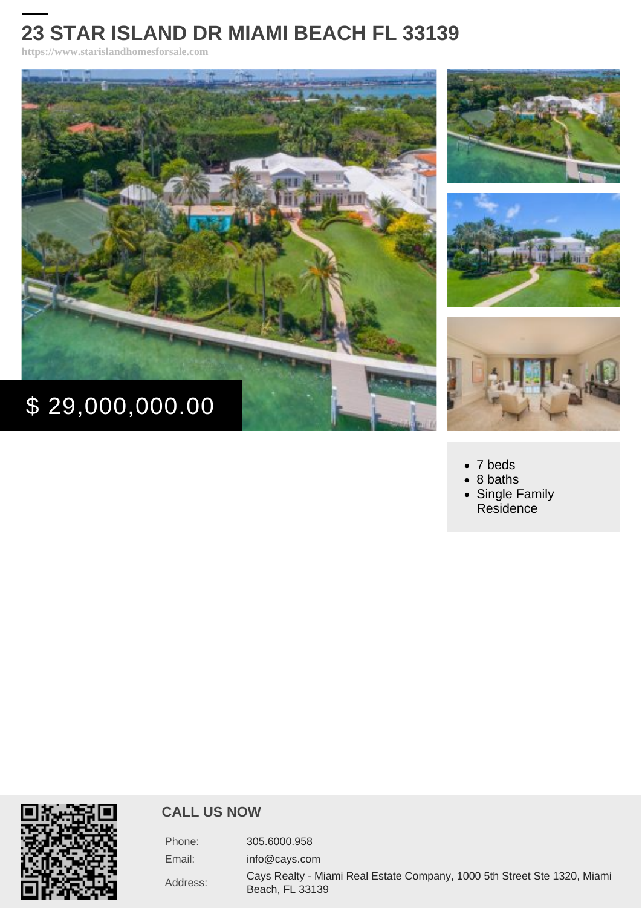# 23 STAR ISLAND DR MIAMI BEACH FL 33139

https://www.starislandhomesforsale.com

$ 29,000,000.00

- 7 beds
- 8 baths
- Single Family Residence

## CALL US NOW

| | |
|---|---|
| Phone: | 305.6000.958 |
| Email: | info@cays.com |
| Address: | Cays Realty - Miami Real Estate Company, 1000 5th Street Ste 1320, Miami Beach, FL 33139 |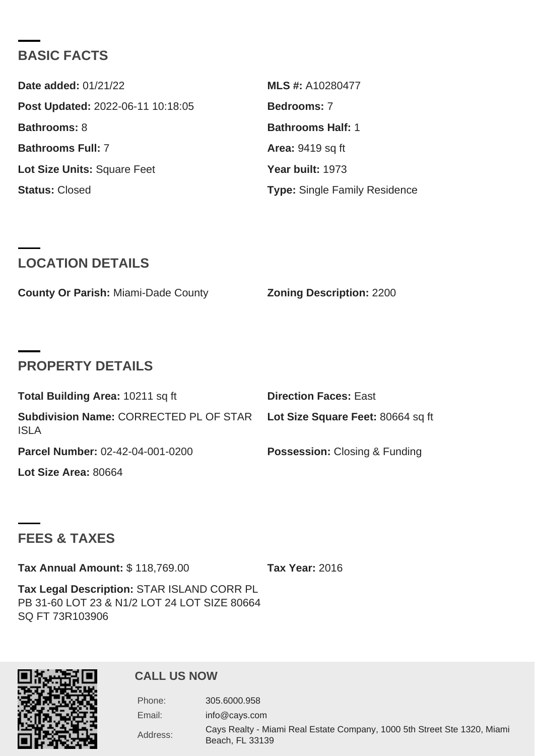## BASIC FACTS

**Date added:** 01/21/22

**MLS #:** A10280477

**Post Updated:** 2022-06-11 10:18:05

**Bedrooms:** 7

**Bathrooms:** 8

**Bathrooms Half:** 1

**Bathrooms Full:** 7

**Area:** 9419 sq ft

**Lot Size Units:** Square Feet

**Year built:** 1973

**Status:** Closed

**Type:** Single Family Residence

## LOCATION DETAILS

**County Or Parish:** Miami-Dade County

**Zoning Description:** 2200

## PROPERTY DETAILS

**Total Building Area:** 10211 sq ft

**Direction Faces:** East

**Subdivision Name:** CORRECTED PL OF STAR ISLA

**Lot Size Square Feet:** 80664 sq ft

**Parcel Number:** 02-42-04-001-0200

**Possession:** Closing & Funding

**Lot Size Area:** 80664

## FEES & TAXES

**Tax Annual Amount:** $ 118,769.00

**Tax Year:** 2016

**Tax Legal Description:** STAR ISLAND CORR PL PB 31-60 LOT 23 & N1/2 LOT 24 LOT SIZE 80664 SQ FT 73R103906

### CALL US NOW

Phone: 305.6000.958

Email: info@cays.com

Address: Cays Realty - Miami Real Estate Company, 1000 5th Street Ste 1320, Miami Beach, FL 33139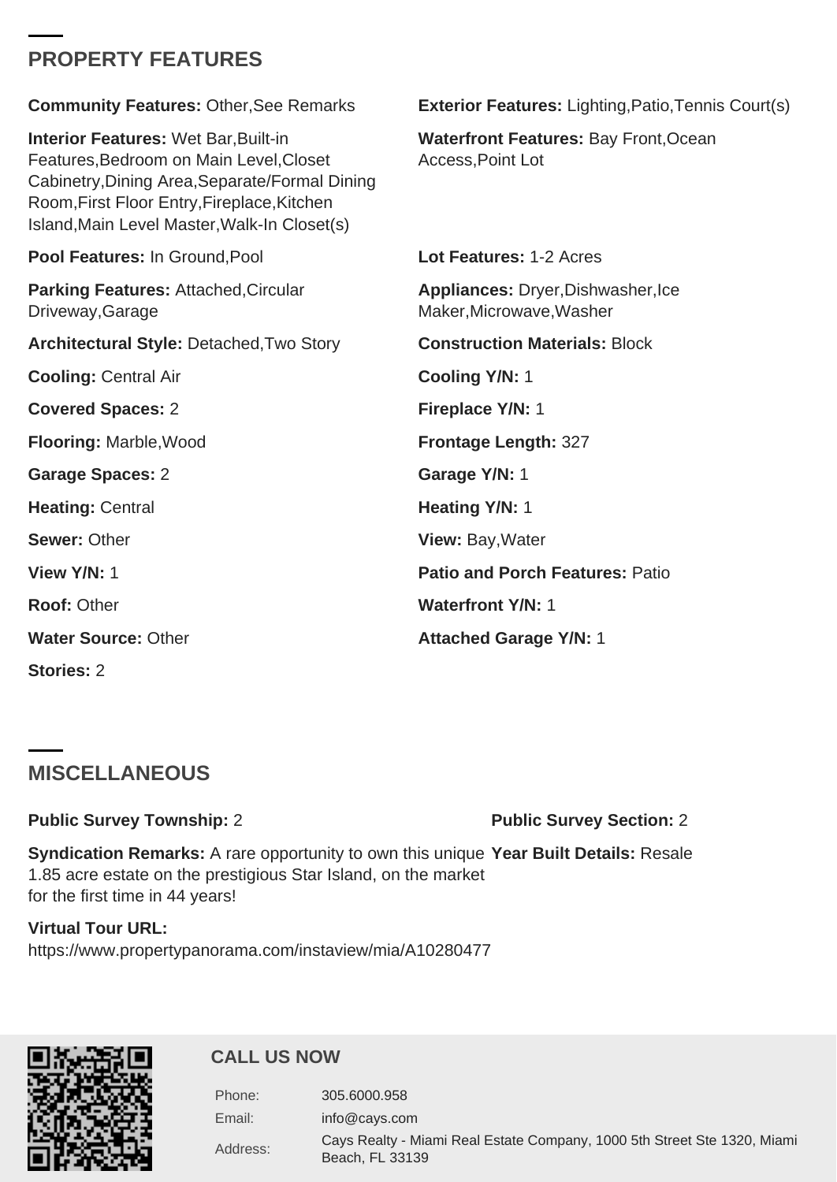## PROPERTY FEATURES

**Community Features:** Other,See Remarks

**Interior Features:** Wet Bar,Built-in Features,Bedroom on Main Level,Closet Cabinetry,Dining Area,Separate/Formal Dining Room,First Floor Entry,Fireplace,Kitchen Island,Main Level Master,Walk-In Closet(s)

**Pool Features:** In Ground,Pool

**Parking Features:** Attached,Circular Driveway,Garage

**Architectural Style:** Detached,Two Story

**Cooling:** Central Air

**Covered Spaces:** 2

**Flooring:** Marble,Wood

**Garage Spaces:** 2

**Heating:** Central

**Sewer:** Other

**View Y/N:** 1

**Roof:** Other

**Water Source:** Other

**Stories:** 2

**Exterior Features:** Lighting,Patio,Tennis Court(s)

**Waterfront Features:** Bay Front,Ocean Access,Point Lot

**Lot Features:** 1-2 Acres

**Appliances:** Dryer,Dishwasher,Ice Maker,Microwave,Washer

**Construction Materials:** Block

**Cooling Y/N:** 1

**Fireplace Y/N:** 1

**Frontage Length:** 327

**Garage Y/N:** 1

**Heating Y/N:** 1

**View:** Bay,Water

**Patio and Porch Features:** Patio

**Waterfront Y/N:** 1

**Attached Garage Y/N:** 1

## MISCELLANEOUS

**Public Survey Township:** 2

**Public Survey Section:** 2

**Syndication Remarks:** A rare opportunity to own this unique 1.85 acre estate on the prestigious Star Island, on the market for the first time in 44 years!

**Year Built Details:** Resale

**Virtual Tour URL:** https://www.propertypanorama.com/instaview/mia/A10280477

### CALL US NOW

Phone: 305.6000.958

Email: info@cays.com

Address: Cays Realty - Miami Real Estate Company, 1000 5th Street Ste 1320, Miami Beach, FL 33139